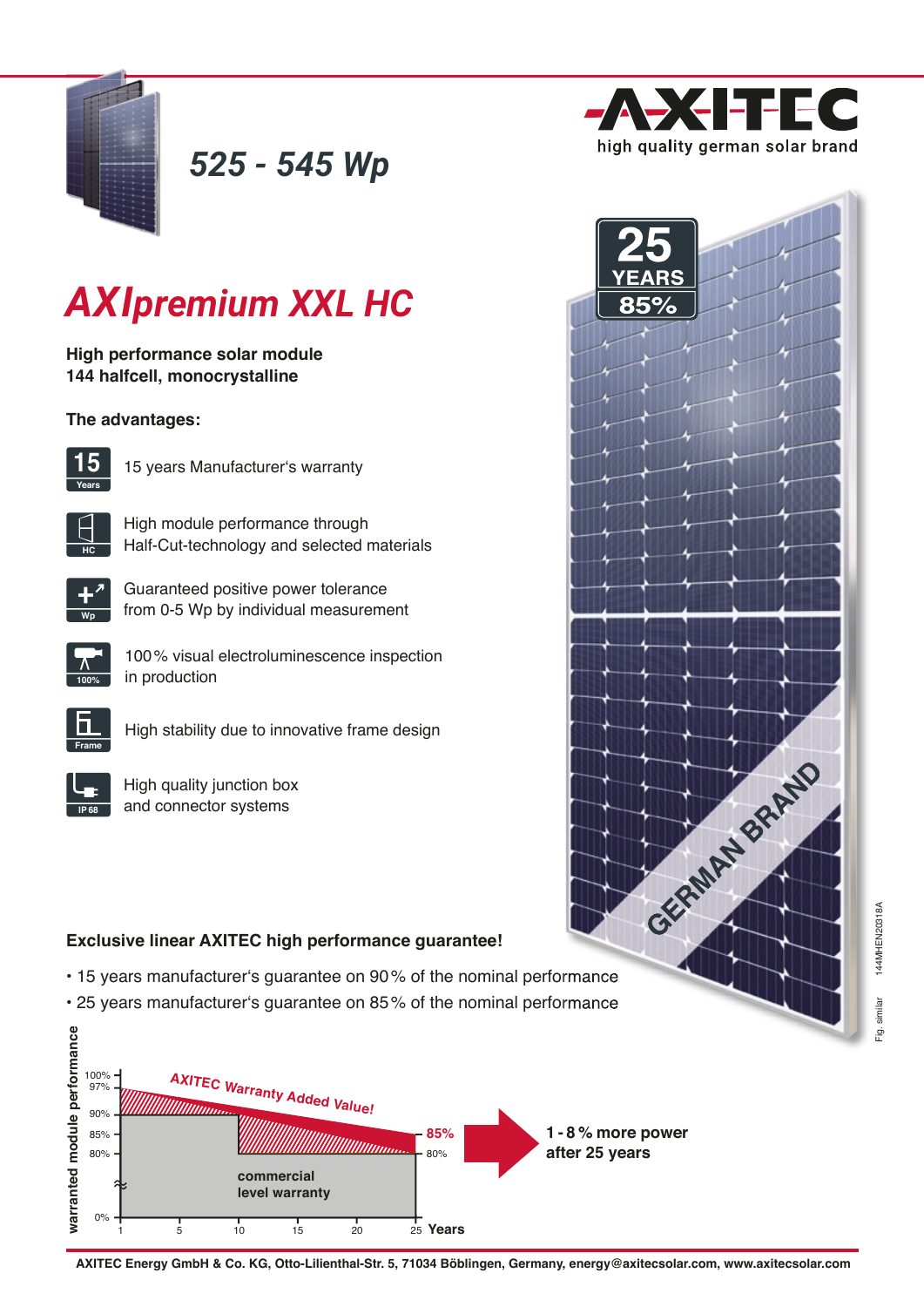AXITEC
high quality german solar brand

525 - 545 Wp

# AXIpremium XXL HC

**High performance solar module**
**144 halfcell, monocrystalline**

25 YEARS 85%

### The advantages:

- 15 years Manufacturer's warranty
- High module performance through Half-Cut-technology and selected materials
- Guaranteed positive power tolerance from 0-5 Wp by individual measurement
- 100 % visual electroluminescence inspection in production
- High stability due to innovative frame design
- High quality junction box and connector systems

GERMAN BRAND

### Exclusive linear AXITEC high performance guarantee!

- 15 years manufacturer's guarantee on 90 % of the nominal performance
- 25 years manufacturer's guarantee on 85 % of the nominal performance

AXITEC Warranty Added Value!

commercial level warranty

warranted module performance: 100%, 97%, 90%, 85%, 80%, 0% — Years: 1, 5, 10, 15, 20, 25 — 85%, 80%

**1 - 8 % more power after 25 years**

Fig. similar 144MHEN20318A

**AXITEC Energy GmbH & Co. KG, Otto-Lilienthal-Str. 5, 71034 Böblingen, Germany, energy@axitecsolar.com, www.axitecsolar.com**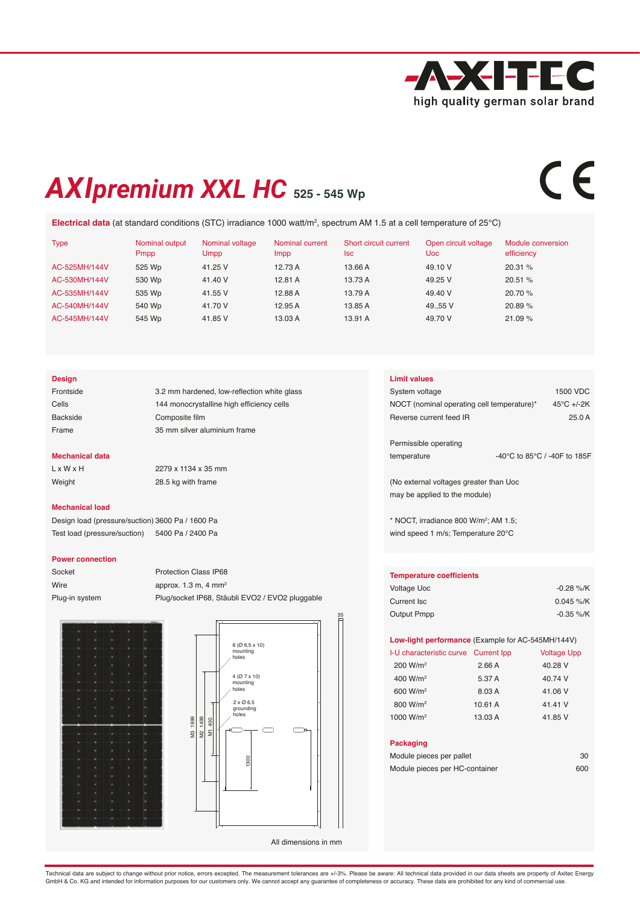# AXIpremium XXL HC 525 - 545 Wp

**Electrical data** (at standard conditions (STC) irradiance 1000 watt/m², spectrum AM 1.5 at a cell temperature of 25°C)

| Type | Nominal output Pmpp | Nominal voltage Umpp | Nominal current Impp | Short circuit current Isc | Open circuit voltage Uoc | Module conversion efficiency |
|---|---|---|---|---|---|---|
| AC-525MH/144V | 525 Wp | 41.25 V | 12.73 A | 13.66 A | 49.10 V | 20.31 % |
| AC-530MH/144V | 530 Wp | 41.40 V | 12.81 A | 13.73 A | 49.25 V | 20.51 % |
| AC-535MH/144V | 535 Wp | 41.55 V | 12.88 A | 13.79 A | 49.40 V | 20.70 % |
| AC-540MH/144V | 540 Wp | 41.70 V | 12.95 A | 13.85 A | 49.,55 V | 20.89 % |
| AC-545MH/144V | 545 Wp | 41.85 V | 13.03 A | 13.91 A | 49.70 V | 21.09 % |

### Design

| | |
|---|---|
| Frontside | 3.2 mm hardened, low-reflection white glass |
| Cells | 144 monocrystalline high efficiency cells |
| Backside | Composite film |
| Frame | 35 mm silver aluminium frame |

### Mechanical data

| | |
|---|---|
| L x W x H | 2279 x 1134 x 35 mm |
| Weight | 28.5 kg with frame |

### Mechanical load

| | |
|---|---|
| Design load (pressure/suction) | 3600 Pa / 1600 Pa |
| Test load (pressure/suction) | 5400 Pa / 2400 Pa |

### Power connection

| | |
|---|---|
| Socket | Protection Class IP68 |
| Wire | approx. 1.3 m, 4 mm² |
| Plug-in system | Plug/socket IP68, Stäubli EVO2 / EVO2 pluggable |

8 (Ø 6,5 x 10) mounting holes

4 (Ø 7 x 10) mounting holes

2 x Ø 6,5 grounding holes

35

M3 1999

M2 1499

M1 400

1300

All dimensions in mm

### Limit values

| | |
|---|---|
| System voltage | 1500 VDC |
| NOCT (nominal operating cell temperature)* | 45°C +/-2K |
| Reverse current feed IR | 25.0 A |
| Permissible operating temperature | -40°C to 85°C / -40F to 185F |

(No external voltages greater than Uoc may be applied to the module)

* NOCT, irradiance 800 W/m²; AM 1.5; wind speed 1 m/s; Temperature 20°C

### Temperature coefficients

| | |
|---|---|
| Voltage Uoc | -0.28 %/K |
| Current Isc | 0.045 %/K |
| Output Pmpp | -0.35 %/K |

### Low-light performance (Example for AC-545MH/144V)

| I-U characteristic curve | Current Ipp | Voltage Upp |
|---|---|---|
| 200 W/m² | 2.66 A | 40.28 V |
| 400 W/m² | 5.37 A | 40.74 V |
| 600 W/m² | 8.03 A | 41.06 V |
| 800 W/m² | 10.61 A | 41.41 V |
| 1000 W/m² | 13.03 A | 41.85 V |

### Packaging

| | |
|---|---|
| Module pieces per pallet | 30 |
| Module pieces per HC-container | 600 |

Technical data are subject to change without prior notice, errors excepted. The measurement tolerances are +/-3%. Please be aware: All technical data provided in our data sheets are property of Axitec Energy GmbH & Co. KG and intended for information purposes for our customers only. We cannot accept any guarantee of completeness or accuracy. These data are prohibited for any kind of commercial use.